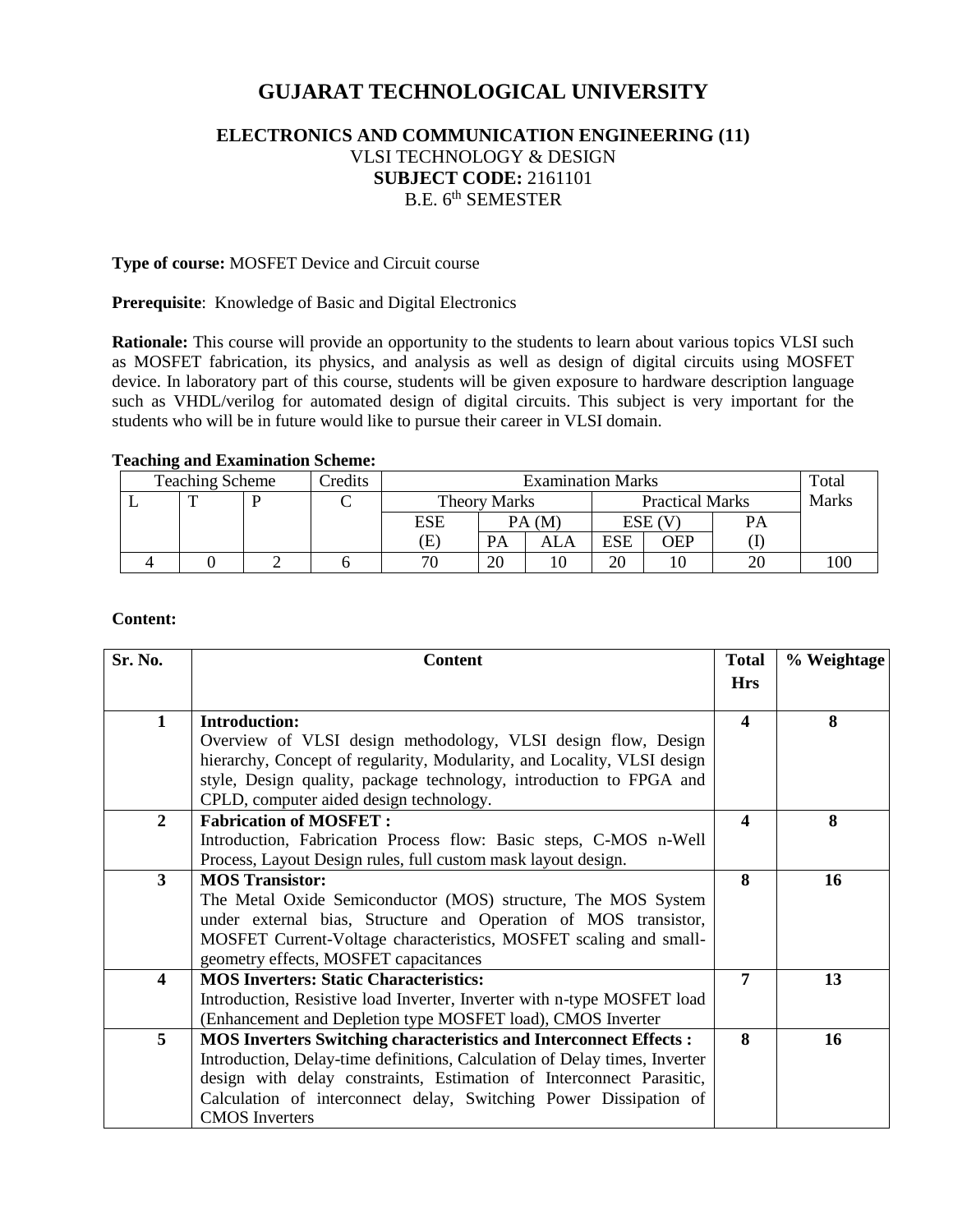# GUJARAT TECHNOLOGICAL UNIVERSITY

## ELECTRONICS AND COMMUNICATION ENGINEERING (11)

VLSI TECHNOLOGY & DESIGN

**SUBJECT CODE:** 2161101

B.E. 6th SEMESTER

**Type of course:** MOSFET Device and Circuit course

**Prerequisite**: Knowledge of Basic and Digital Electronics

**Rationale:** This course will provide an opportunity to the students to learn about various topics VLSI such as MOSFET fabrication, its physics, and analysis as well as design of digital circuits using MOSFET device. In laboratory part of this course, students will be given exposure to hardware description language such as VHDL/verilog for automated design of digital circuits. This subject is very important for the students who will be in future would like to pursue their career in VLSI domain.

**Teaching and Examination Scheme:**

| Teaching Scheme | | | Credits | Examination Marks | | | | | | Total Marks |
|---|---|---|---|---|---|---|---|---|---|---|
| L | T | P | C | Theory Marks | | | Practical Marks | | | |
| | | | | ESE (E) | PA (M) | | ESE (V) | | PA (I) | |
| | | | | | PA | ALA | ESE | OEP | | |
| 4 | 0 | 2 | 6 | 70 | 20 | 10 | 20 | 10 | 20 | 100 |

**Content:**

| Sr. No. | Content | Total Hrs | % Weightage |
|---|---|---|---|
| 1 | **Introduction:** Overview of VLSI design methodology, VLSI design flow, Design hierarchy, Concept of regularity, Modularity, and Locality, VLSI design style, Design quality, package technology, introduction to FPGA and CPLD, computer aided design technology. | 4 | 8 |
| 2 | **Fabrication of MOSFET :** Introduction, Fabrication Process flow: Basic steps, C-MOS n-Well Process, Layout Design rules, full custom mask layout design. | 4 | 8 |
| 3 | **MOS Transistor:** The Metal Oxide Semiconductor (MOS) structure, The MOS System under external bias, Structure and Operation of MOS transistor, MOSFET Current-Voltage characteristics, MOSFET scaling and small-geometry effects, MOSFET capacitances | 8 | 16 |
| 4 | **MOS Inverters: Static Characteristics:** Introduction, Resistive load Inverter, Inverter with n-type MOSFET load (Enhancement and Depletion type MOSFET load), CMOS Inverter | 7 | 13 |
| 5 | **MOS Inverters Switching characteristics and Interconnect Effects :** Introduction, Delay-time definitions, Calculation of Delay times, Inverter design with delay constraints, Estimation of Interconnect Parasitic, Calculation of interconnect delay, Switching Power Dissipation of CMOS Inverters | 8 | 16 |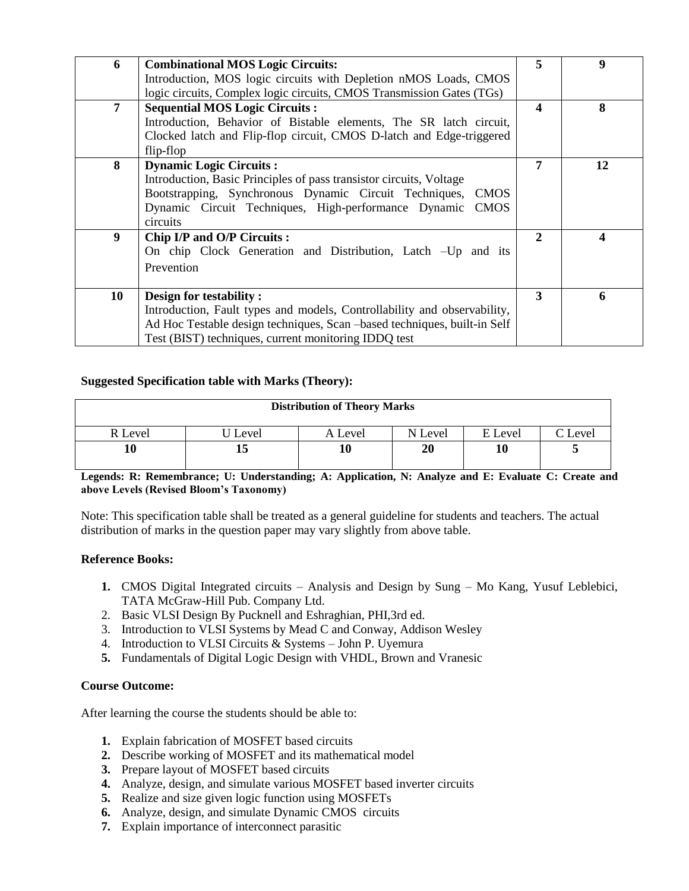| 6 | **Combinational MOS Logic Circuits:** Introduction, MOS logic circuits with Depletion nMOS Loads, CMOS logic circuits, Complex logic circuits, CMOS Transmission Gates (TGs) | 5 | 9 |
|---|---|---|---|
| 7 | **Sequential MOS Logic Circuits :** Introduction, Behavior of Bistable elements, The SR latch circuit, Clocked latch and Flip-flop circuit, CMOS D-latch and Edge-triggered flip-flop | 4 | 8 |
| 8 | **Dynamic Logic Circuits :** Introduction, Basic Principles of pass transistor circuits, Voltage Bootstrapping, Synchronous Dynamic Circuit Techniques, CMOS Dynamic Circuit Techniques, High-performance Dynamic CMOS circuits | 7 | 12 |
| 9 | **Chip I/P and O/P Circuits :** On chip Clock Generation and Distribution, Latch –Up and its Prevention | 2 | 4 |
| 10 | **Design for testability :** Introduction, Fault types and models, Controllability and observability, Ad Hoc Testable design techniques, Scan –based techniques, built-in Self Test (BIST) techniques, current monitoring IDDQ test | 3 | 6 |

**Suggested Specification table with Marks (Theory):**

| Distribution of Theory Marks | | | | | |
|---|---|---|---|---|---|
| R Level | U Level | A Level | N Level | E Level | C Level |
| **10** | **15** | **10** | **20** | **10** | **5** |

**Legends: R: Remembrance; U: Understanding; A: Application, N: Analyze and E: Evaluate C: Create and above Levels (Revised Bloom's Taxonomy)**

Note: This specification table shall be treated as a general guideline for students and teachers. The actual distribution of marks in the question paper may vary slightly from above table.

**Reference Books:**

1. CMOS Digital Integrated circuits – Analysis and Design by Sung – Mo Kang, Yusuf Leblebici, TATA McGraw-Hill Pub. Company Ltd.
2. Basic VLSI Design By Pucknell and Eshraghian, PHI,3rd ed.
3. Introduction to VLSI Systems by Mead C and Conway, Addison Wesley
4. Introduction to VLSI Circuits & Systems – John P. Uyemura
5. Fundamentals of Digital Logic Design with VHDL, Brown and Vranesic

**Course Outcome:**

After learning the course the students should be able to:

1. Explain fabrication of MOSFET based circuits
2. Describe working of MOSFET and its mathematical model
3. Prepare layout of MOSFET based circuits
4. Analyze, design, and simulate various MOSFET based inverter circuits
5. Realize and size given logic function using MOSFETs
6. Analyze, design, and simulate Dynamic CMOS circuits
7. Explain importance of interconnect parasitic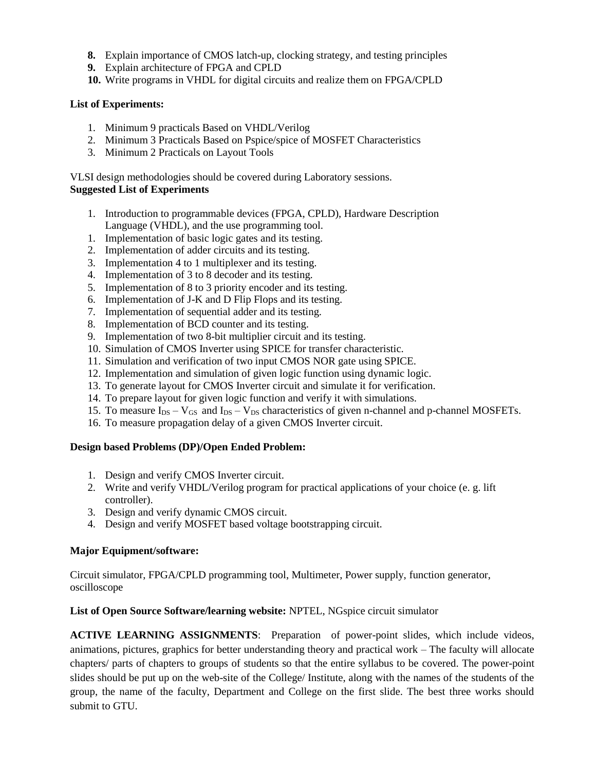8. Explain importance of CMOS latch-up, clocking strategy, and testing principles
9. Explain architecture of FPGA and CPLD
10. Write programs in VHDL for digital circuits and realize them on FPGA/CPLD

**List of Experiments:**

1. Minimum 9 practicals Based on VHDL/Verilog
2. Minimum 3 Practicals Based on Pspice/spice of MOSFET Characteristics
3. Minimum 2 Practicals on Layout Tools

VLSI design methodologies should be covered during Laboratory sessions.

**Suggested List of Experiments**

1. Introduction to programmable devices (FPGA, CPLD), Hardware Description Language (VHDL), and the use programming tool.
1. Implementation of basic logic gates and its testing.
2. Implementation of adder circuits and its testing.
3. Implementation 4 to 1 multiplexer and its testing.
4. Implementation of 3 to 8 decoder and its testing.
5. Implementation of 8 to 3 priority encoder and its testing.
6. Implementation of J-K and D Flip Flops and its testing.
7. Implementation of sequential adder and its testing.
8. Implementation of BCD counter and its testing.
9. Implementation of two 8-bit multiplier circuit and its testing.
10. Simulation of CMOS Inverter using SPICE for transfer characteristic.
11. Simulation and verification of two input CMOS NOR gate using SPICE.
12. Implementation and simulation of given logic function using dynamic logic.
13. To generate layout for CMOS Inverter circuit and simulate it for verification.
14. To prepare layout for given logic function and verify it with simulations.
15. To measure $I_{DS} - V_{GS}$ and $I_{DS} - V_{DS}$ characteristics of given n-channel and p-channel MOSFETs.
16. To measure propagation delay of a given CMOS Inverter circuit.

**Design based Problems (DP)/Open Ended Problem:**

1. Design and verify CMOS Inverter circuit.
2. Write and verify VHDL/Verilog program for practical applications of your choice (e. g. lift controller).
3. Design and verify dynamic CMOS circuit.
4. Design and verify MOSFET based voltage bootstrapping circuit.

**Major Equipment/software:**

Circuit simulator, FPGA/CPLD programming tool, Multimeter, Power supply, function generator, oscilloscope

**List of Open Source Software/learning website:** NPTEL, NGspice circuit simulator

**ACTIVE LEARNING ASSIGNMENTS**: Preparation of power-point slides, which include videos, animations, pictures, graphics for better understanding theory and practical work – The faculty will allocate chapters/ parts of chapters to groups of students so that the entire syllabus to be covered. The power-point slides should be put up on the web-site of the College/ Institute, along with the names of the students of the group, the name of the faculty, Department and College on the first slide. The best three works should submit to GTU.